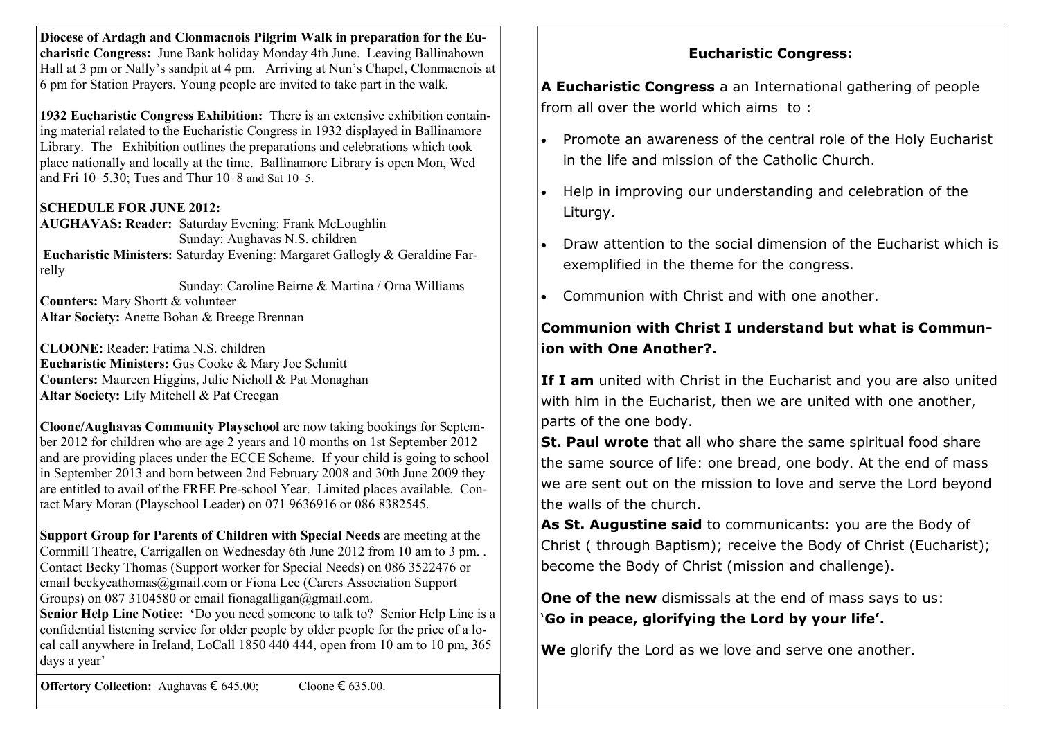**Diocese of Ardagh and Clonmacnois Pilgrim Walk in preparation for the Eucharistic Congress:** June Bank holiday Monday 4th June. Leaving Ballinahown Hall at 3 pm or Nally's sandpit at 4 pm. Arriving at Nun's Chapel, Clonmacnois at 6 pm for Station Prayers. Young people are invited to take part in the walk.

**1932 Eucharistic Congress Exhibition:** There is an extensive exhibition containing material related to the Eucharistic Congress in 1932 displayed in Ballinamore Library. The Exhibition outlines the preparations and celebrations which took place nationally and locally at the time. Ballinamore Library is open Mon, Wed and Fri 10–5.30; Tues and Thur 10–8 and Sat 10–5.

**SCHEDULE FOR JUNE 2012:**

**AUGHAVAS: Reader:** Saturday Evening: Frank McLoughlin
Sunday: Aughavas N.S. children

**Eucharistic Ministers:** Saturday Evening: Margaret Gallogly & Geraldine Farrelly
Sunday: Caroline Beirne & Martina / Orna Williams

**Counters:** Mary Shortt & volunteer

**Altar Society:** Anette Bohan & Breege Brennan

**CLOONE:** Reader: Fatima N.S. children

**Eucharistic Ministers:** Gus Cooke & Mary Joe Schmitt

**Counters:** Maureen Higgins, Julie Nicholl & Pat Monaghan

**Altar Society:** Lily Mitchell & Pat Creegan

**Cloone/Aughavas Community Playschool** are now taking bookings for September 2012 for children who are age 2 years and 10 months on 1st September 2012 and are providing places under the ECCE Scheme. If your child is going to school in September 2013 and born between 2nd February 2008 and 30th June 2009 they are entitled to avail of the FREE Pre-school Year. Limited places available. Contact Mary Moran (Playschool Leader) on 071 9636916 or 086 8382545.

**Support Group for Parents of Children with Special Needs** are meeting at the Cornmill Theatre, Carrigallen on Wednesday 6th June 2012 from 10 am to 3 pm. . Contact Becky Thomas (Support worker for Special Needs) on 086 3522476 or email beckyeathomas@gmail.com or Fiona Lee (Carers Association Support Groups) on 087 3104580 or email fionagalligan@gmail.com.

**Senior Help Line Notice:** 'Do you need someone to talk to? Senior Help Line is a confidential listening service for older people by older people for the price of a local call anywhere in Ireland, LoCall 1850 440 444, open from 10 am to 10 pm, 365 days a year'

**Offertory Collection:** Aughavas € 645.00; Cloone € 635.00.

## Eucharistic Congress:

**A Eucharistic Congress** a an International gathering of people from all over the world which aims to :

- Promote an awareness of the central role of the Holy Eucharist in the life and mission of the Catholic Church.
- Help in improving our understanding and celebration of the Liturgy.
- Draw attention to the social dimension of the Eucharist which is exemplified in the theme for the congress.
- Communion with Christ and with one another.

### Communion with Christ I understand but what is Communion with One Another?.

**If I am** united with Christ in the Eucharist and you are also united with him in the Eucharist, then we are united with one another, parts of the one body.

**St. Paul wrote** that all who share the same spiritual food share the same source of life: one bread, one body. At the end of mass we are sent out on the mission to love and serve the Lord beyond the walls of the church.

**As St. Augustine said** to communicants: you are the Body of Christ ( through Baptism); receive the Body of Christ (Eucharist); become the Body of Christ (mission and challenge).

**One of the new** dismissals at the end of mass says to us:
'**Go in peace, glorifying the Lord by your life'.**

**We** glorify the Lord as we love and serve one another.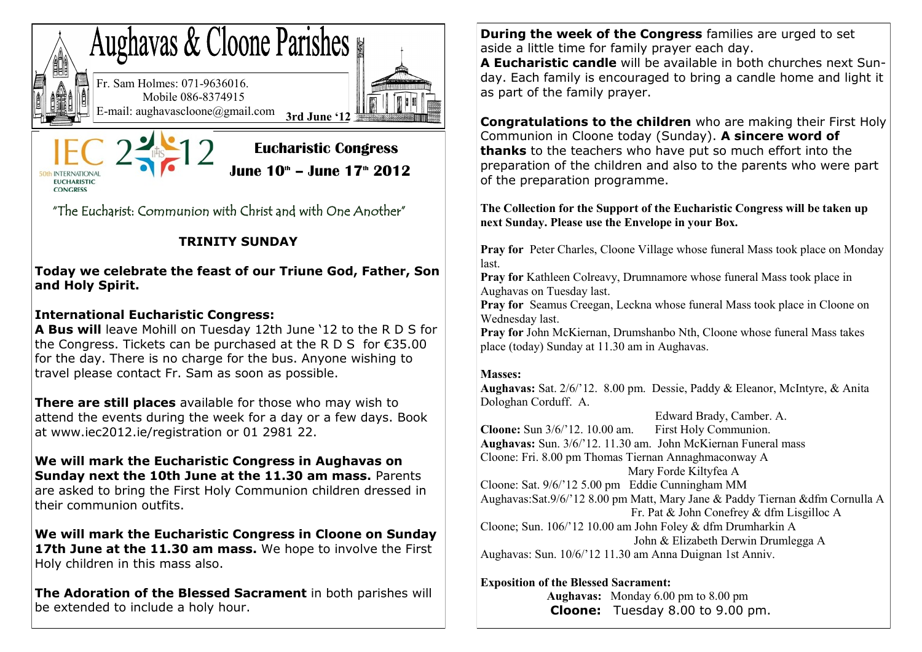# Aughavas & Cloone Parishes

Fr. Sam Holmes: 071-9636016.
Mobile 086-8374915
E-mail: aughavascloone@gmail.com

**3rd June '12**

IEC 2012
50th INTERNATIONAL EUCHARISTIC CONGRESS

## Eucharistic Congress

**June 10th – June 17th 2012**

"The Eucharist: Communion with Christ and with One Another"

### TRINITY SUNDAY

**Today we celebrate the feast of our Triune God, Father, Son and Holy Spirit.**

**International Eucharistic Congress:**
**A Bus will** leave Mohill on Tuesday 12th June '12 to the R D S for the Congress. Tickets can be purchased at the R D S for €35.00 for the day. There is no charge for the bus. Anyone wishing to travel please contact Fr. Sam as soon as possible.

**There are still places** available for those who may wish to attend the events during the week for a day or a few days. Book at www.iec2012.ie/registration or 01 2981 22.

**We will mark the Eucharistic Congress in Aughavas on Sunday next the 10th June at the 11.30 am mass.** Parents are asked to bring the First Holy Communion children dressed in their communion outfits.

**We will mark the Eucharistic Congress in Cloone on Sunday 17th June at the 11.30 am mass.** We hope to involve the First Holy children in this mass also.

**The Adoration of the Blessed Sacrament** in both parishes will be extended to include a holy hour.

**During the week of the Congress** families are urged to set aside a little time for family prayer each day.
**A Eucharistic candle** will be available in both churches next Sunday. Each family is encouraged to bring a candle home and light it as part of the family prayer.

**Congratulations to the children** who are making their First Holy Communion in Cloone today (Sunday). **A sincere word of thanks** to the teachers who have put so much effort into the preparation of the children and also to the parents who were part of the preparation programme.

**The Collection for the Support of the Eucharistic Congress will be taken up next Sunday. Please use the Envelope in your Box.**

**Pray for** Peter Charles, Cloone Village whose funeral Mass took place on Monday last.
**Pray for** Kathleen Colreavy, Drumnamore whose funeral Mass took place in Aughavas on Tuesday last.
**Pray for** Seamus Creegan, Leckna whose funeral Mass took place in Cloone on Wednesday last.
**Pray for** John McKiernan, Drumshanbo Nth, Cloone whose funeral Mass takes place (today) Sunday at 11.30 am in Aughavas.

**Masses:**
**Aughavas:** Sat. 2/6/'12. 8.00 pm. Dessie, Paddy & Eleanor, McIntyre, & Anita Dologhan Corduff. A.
Edward Brady, Camber. A.
**Cloone:** Sun 3/6/'12. 10.00 am. First Holy Communion.
**Aughavas:** Sun. 3/6/'12. 11.30 am. John McKiernan Funeral mass
Cloone: Fri. 8.00 pm Thomas Tiernan Annaghmaconway A
Mary Forde Kiltyfea A
Cloone: Sat. 9/6/'12 5.00 pm Eddie Cunningham MM
Aughavas:Sat.9/6/'12 8.00 pm Matt, Mary Jane & Paddy Tiernan &dfm Cornulla A
Fr. Pat & John Conefrey & dfm Lisgilloc A
Cloone; Sun. 106/'12 10.00 am John Foley & dfm Drumharkin A
John & Elizabeth Derwin Drumlegga A
Aughavas: Sun. 10/6/'12 11.30 am Anna Duignan 1st Anniv.

**Exposition of the Blessed Sacrament:**
**Aughavas:** Monday 6.00 pm to 8.00 pm
**Cloone:** Tuesday 8.00 to 9.00 pm.